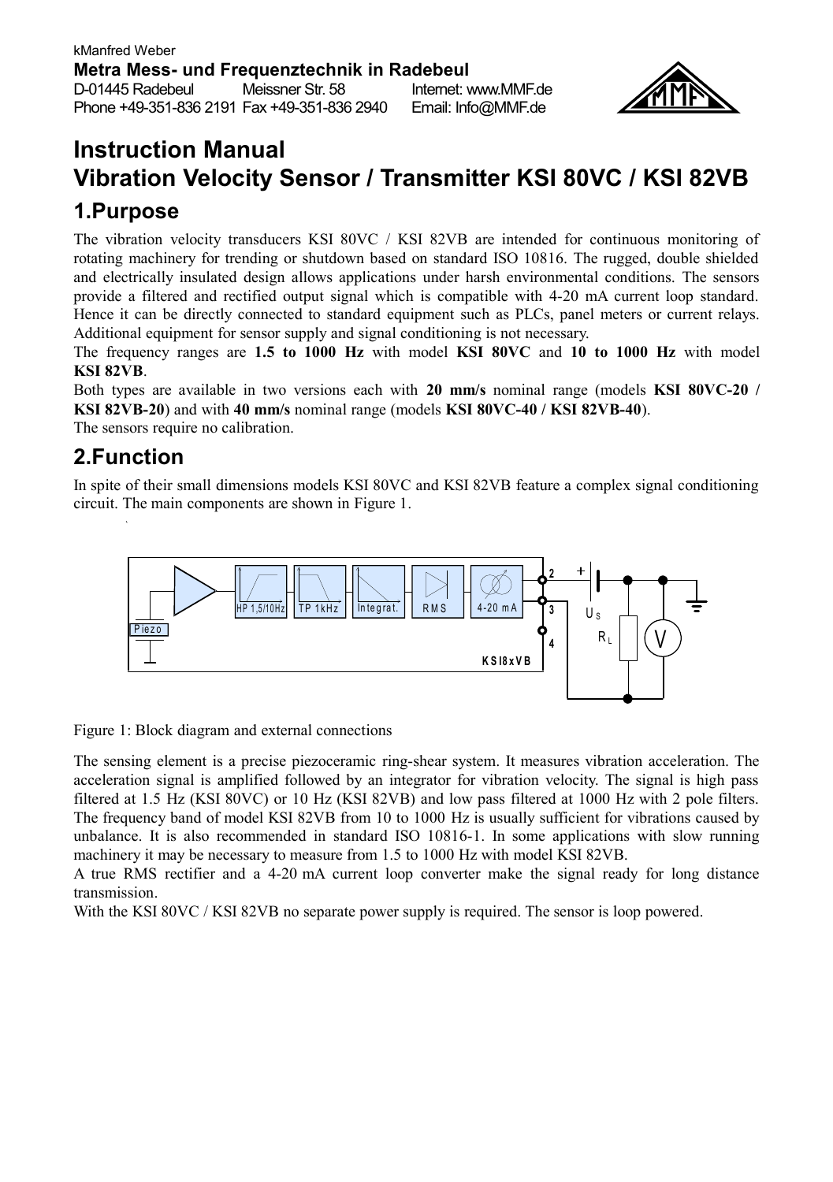kManfred Weber
**Metra Mess- und Frequenztechnik in Radebeul**
D-01445 Radebeul Meissner Str. 58 Internet: www.MMF.de
Phone +49-351-836 2191 Fax +49-351-836 2940 Email: Info@MMF.de

# Instruction Manual
# Vibration Velocity Sensor / Transmitter KSI 80VC / KSI 82VB

## 1.Purpose

The vibration velocity transducers KSI 80VC / KSI 82VB are intended for continuous monitoring of rotating machinery for trending or shutdown based on standard ISO 10816. The rugged, double shielded and electrically insulated design allows applications under harsh environmental conditions. The sensors provide a filtered and rectified output signal which is compatible with 4-20 mA current loop standard. Hence it can be directly connected to standard equipment such as PLCs, panel meters or current relays. Additional equipment for sensor supply and signal conditioning is not necessary.

The frequency ranges are **1.5 to 1000 Hz** with model **KSI 80VC** and **10 to 1000 Hz** with model **KSI 82VB**.

Both types are available in two versions each with **20 mm/s** nominal range (models **KSI 80VC-20 / KSI 82VB-20**) and with **40 mm/s** nominal range (models **KSI 80VC-40 / KSI 82VB-40**).

The sensors require no calibration.

## 2.Function

In spite of their small dimensions models KSI 80VC and KSI 82VB feature a complex signal conditioning circuit. The main components are shown in Figure 1.

Figure 1: Block diagram and external connections

The sensing element is a precise piezoceramic ring-shear system. It measures vibration acceleration. The acceleration signal is amplified followed by an integrator for vibration velocity. The signal is high pass filtered at 1.5 Hz (KSI 80VC) or 10 Hz (KSI 82VB) and low pass filtered at 1000 Hz with 2 pole filters. The frequency band of model KSI 82VB from 10 to 1000 Hz is usually sufficient for vibrations caused by unbalance. It is also recommended in standard ISO 10816-1. In some applications with slow running machinery it may be necessary to measure from 1.5 to 1000 Hz with model KSI 82VB.

A true RMS rectifier and a 4-20 mA current loop converter make the signal ready for long distance transmission.

With the KSI 80VC / KSI 82VB no separate power supply is required. The sensor is loop powered.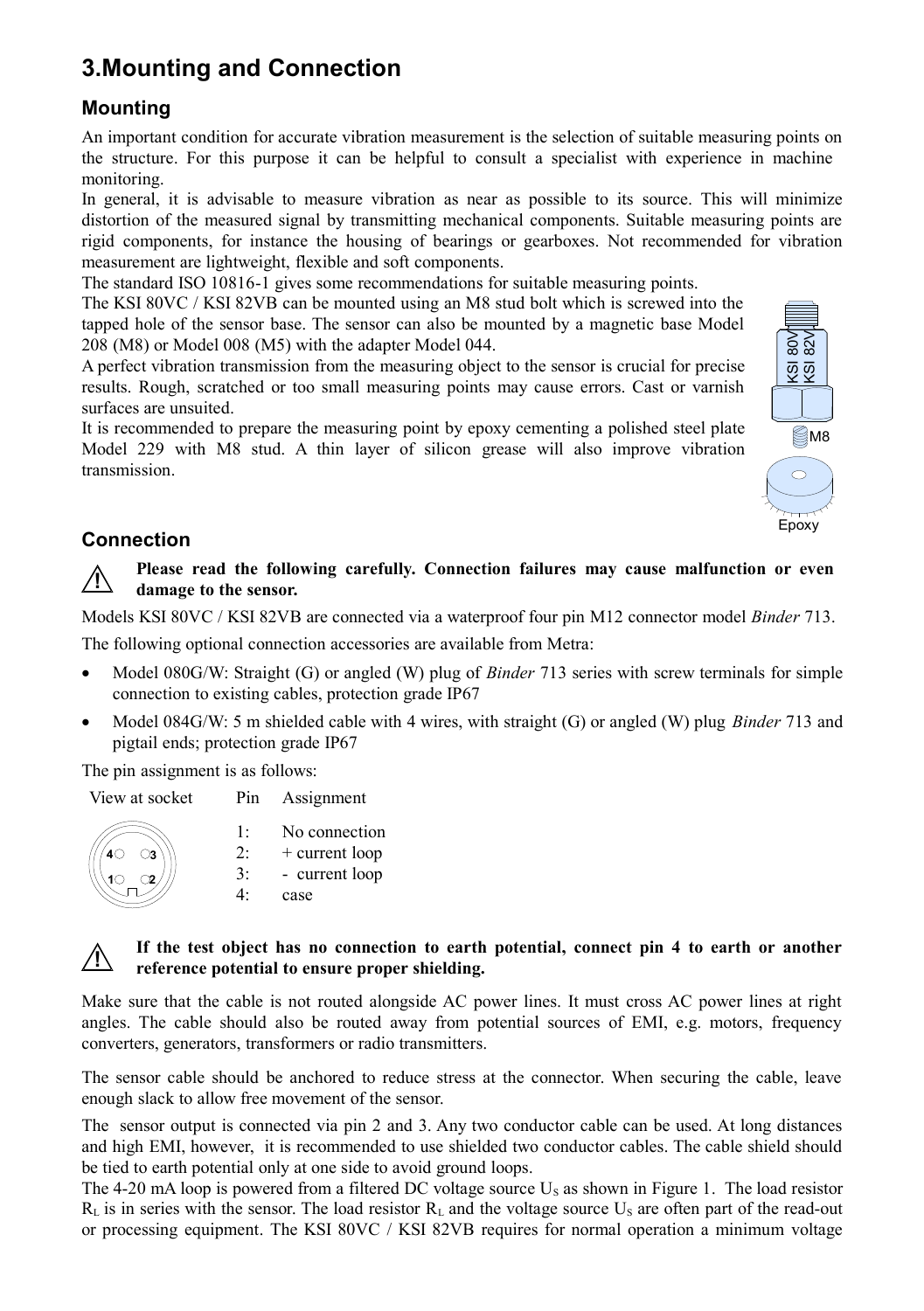# 3.Mounting and Connection

## Mounting

An important condition for accurate vibration measurement is the selection of suitable measuring points on the structure. For this purpose it can be helpful to consult a specialist with experience in machine monitoring.

In general, it is advisable to measure vibration as near as possible to its source. This will minimize distortion of the measured signal by transmitting mechanical components. Suitable measuring points are rigid components, for instance the housing of bearings or gearboxes. Not recommended for vibration measurement are lightweight, flexible and soft components.

The standard ISO 10816-1 gives some recommendations for suitable measuring points.

The KSI 80VC / KSI 82VB can be mounted using an M8 stud bolt which is screwed into the tapped hole of the sensor base. The sensor can also be mounted by a magnetic base Model 208 (M8) or Model 008 (M5) with the adapter Model 044.

A perfect vibration transmission from the measuring object to the sensor is crucial for precise results. Rough, scratched or too small measuring points may cause errors. Cast or varnish surfaces are unsuited.

It is recommended to prepare the measuring point by epoxy cementing a polished steel plate Model 229 with M8 stud. A thin layer of silicon grease will also improve vibration transmission.

## Connection

⚠ **Please read the following carefully. Connection failures may cause malfunction or even damage to the sensor.**

Models KSI 80VC / KSI 82VB are connected via a waterproof four pin M12 connector model *Binder* 713.

The following optional connection accessories are available from Metra:

- Model 080G/W: Straight (G) or angled (W) plug of *Binder* 713 series with screw terminals for simple connection to existing cables, protection grade IP67
- Model 084G/W: 5 m shielded cable with 4 wires, with straight (G) or angled (W) plug *Binder* 713 and pigtail ends; protection grade IP67

The pin assignment is as follows:

| View at socket | Pin | Assignment |
|---|---|---|
| | 1: | No connection |
| | 2: | + current loop |
| | 3: | - current loop |
| | 4: | case |

⚠ **If the test object has no connection to earth potential, connect pin 4 to earth or another reference potential to ensure proper shielding.**

Make sure that the cable is not routed alongside AC power lines. It must cross AC power lines at right angles. The cable should also be routed away from potential sources of EMI, e.g. motors, frequency converters, generators, transformers or radio transmitters.

The sensor cable should be anchored to reduce stress at the connector. When securing the cable, leave enough slack to allow free movement of the sensor.

The sensor output is connected via pin 2 and 3. Any two conductor cable can be used. At long distances and high EMI, however, it is recommended to use shielded two conductor cables. The cable shield should be tied to earth potential only at one side to avoid ground loops.

The 4-20 mA loop is powered from a filtered DC voltage source $U_S$ as shown in Figure 1. The load resistor $R_L$ is in series with the sensor. The load resistor $R_L$ and the voltage source $U_S$ are often part of the read-out or processing equipment. The KSI 80VC / KSI 82VB requires for normal operation a minimum voltage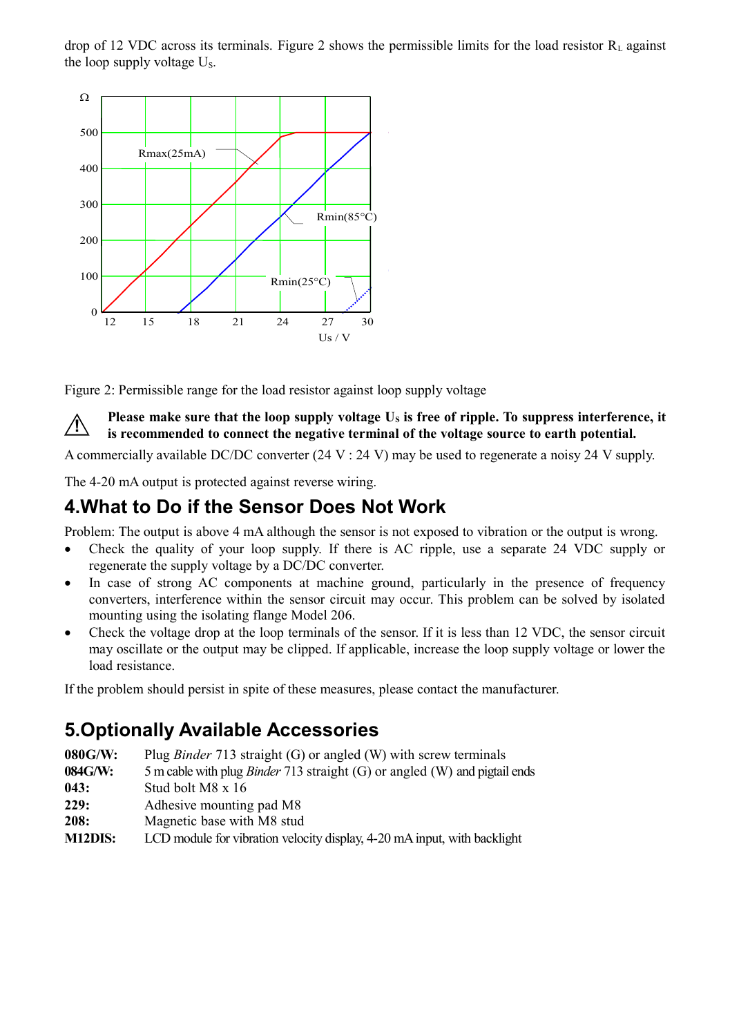drop of 12 VDC across its terminals. Figure 2 shows the permissible limits for the load resistor $R_L$ against the loop supply voltage $U_S$.

Figure 2: Permissible range for the load resistor against loop supply voltage

⚠ **Please make sure that the loop supply voltage $U_S$ is free of ripple. To suppress interference, it is recommended to connect the negative terminal of the voltage source to earth potential.**

A commercially available DC/DC converter (24 V : 24 V) may be used to regenerate a noisy 24 V supply.

The 4-20 mA output is protected against reverse wiring.

## 4.What to Do if the Sensor Does Not Work

Problem: The output is above 4 mA although the sensor is not exposed to vibration or the output is wrong.

- Check the quality of your loop supply. If there is AC ripple, use a separate 24 VDC supply or regenerate the supply voltage by a DC/DC converter.
- In case of strong AC components at machine ground, particularly in the presence of frequency converters, interference within the sensor circuit may occur. This problem can be solved by isolated mounting using the isolating flange Model 206.
- Check the voltage drop at the loop terminals of the sensor. If it is less than 12 VDC, the sensor circuit may oscillate or the output may be clipped. If applicable, increase the loop supply voltage or lower the load resistance.

If the problem should persist in spite of these measures, please contact the manufacturer.

## 5.Optionally Available Accessories

**080G/W:** Plug *Binder* 713 straight (G) or angled (W) with screw terminals
**084G/W:** 5 m cable with plug *Binder* 713 straight (G) or angled (W) and pigtail ends
**043:** Stud bolt M8 x 16
**229:** Adhesive mounting pad M8
**208:** Magnetic base with M8 stud
**M12DIS:** LCD module for vibration velocity display, 4-20 mA input, with backlight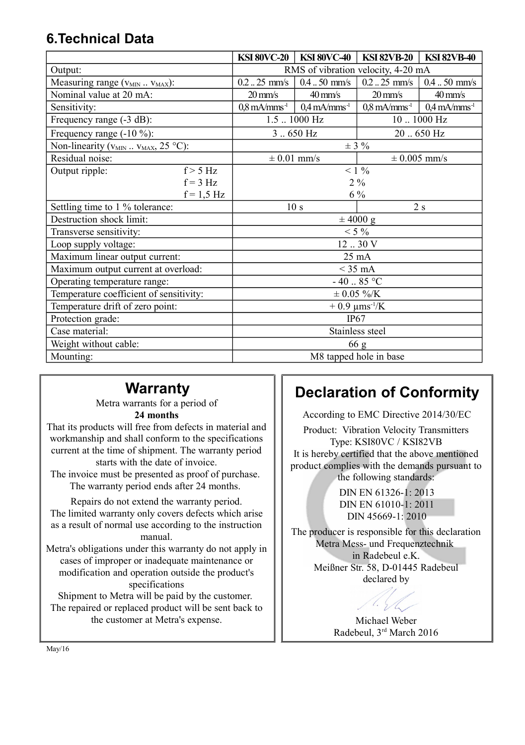## 6.Technical Data

| | | KSI 80VC-20 | KSI 80VC-40 | KSI 82VB-20 | KSI 82VB-40 |
|---|---|---|---|---|---|
| Output: | | RMS of vibration velocity, 4-20 mA | | | |
| Measuring range ($v_{MIN}$ .. $v_{MAX}$): | | 0.2 .. 25 mm/s | 0.4 .. 50 mm/s | 0.2 .. 25 mm/s | 0.4 .. 50 mm/s |
| Nominal value at 20 mA: | | 20 mm/s | 40 mm/s | 20 mm/s | 40 mm/s |
| Sensitivity: | | 0,8 $mA/mms^{-1}$ | 0,4 $mA/mms^{-1}$ | 0,8 $mA/mms^{-1}$ | 0,4 $mA/mms^{-1}$ |
| Frequency range (-3 dB): | | 1.5 .. 1000 Hz | | 10 .. 1000 Hz | |
| Frequency range (-10 %): | | 3 .. 650 Hz | | 20 .. 650 Hz | |
| Non-linearity ($v_{MIN}$ .. $v_{MAX}$, 25 °C): | | ± 3 % | | | |
| Residual noise: | | ± 0.01 mm/s | | ± 0.005 mm/s | |
| Output ripple: | f > 5 Hz | < 1 % | | | |
| | f = 3 Hz | 2 % | | | |
| | f = 1,5 Hz | 6 % | | | |
| Settling time to 1 % tolerance: | | 10 s | | 2 s | |
| Destruction shock limit: | | ± 4000 g | | | |
| Transverse sensitivity: | | < 5 % | | | |
| Loop supply voltage: | | 12 .. 30 V | | | |
| Maximum linear output current: | | 25 mA | | | |
| Maximum output current at overload: | | < 35 mA | | | |
| Operating temperature range: | | - 40 .. 85 °C | | | |
| Temperature coefficient of sensitivity: | | ± 0.05 %/K | | | |
| Temperature drift of zero point: | | + 0.9 $\mu ms^{-1}/K$ | | | |
| Protection grade: | | IP67 | | | |
| Case material: | | Stainless steel | | | |
| Weight without cable: | | 66 g | | | |
| Mounting: | | M8 tapped hole in base | | | |

## Warranty

Metra warrants for a period of
**24 months**
That its products will free from defects in material and workmanship and shall conform to the specifications current at the time of shipment. The warranty period starts with the date of invoice.
The invoice must be presented as proof of purchase. The warranty period ends after 24 months.

Repairs do not extend the warranty period.
The limited warranty only covers defects which arise as a result of normal use according to the instruction manual.
Metra's obligations under this warranty do not apply in cases of improper or inadequate maintenance or modification and operation outside the product's specifications
Shipment to Metra will be paid by the customer.
The repaired or replaced product will be sent back to the customer at Metra's expense.

## Declaration of Conformity

According to EMC Directive 2014/30/EC

Product: Vibration Velocity Transmitters
Type: KSI80VC / KSI82VB
It is hereby certified that the above mentioned product complies with the demands pursuant to the following standards:

DIN EN 61326-1: 2013
DIN EN 61010-1: 2011
DIN 45669-1: 2010

The producer is responsible for this declaration
Metra Mess- und Frequenztechnik
in Radebeul e.K.
Meißner Str. 58, D-01445 Radebeul
declared by

Michael Weber
Radebeul, 3rd March 2016

May/16